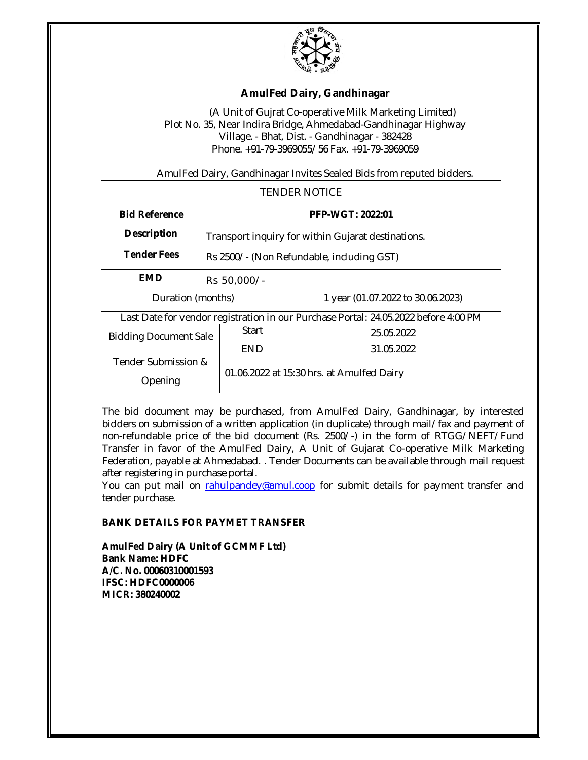# AmulFed Dairy, Gandhinagar

(A Unit of Gujrat Co-operative Milk Marketing Limited)
Plot No. 35, Near Indira Bridge, Ahmedabad-Gandhinagar Highway
Village. - Bhat, Dist. - Gandhinagar - 382428
Phone. +91-79-3969055/56 Fax. +91-79-3969059

AmulFed Dairy, Gandhinagar Invites Sealed Bids from reputed bidders.

| TENDER NOTICE | | |
|---|---|---|
| **Bid Reference** | **PFP-WGT: 2022:01** | |
| **Description** | Transport inquiry for within Gujarat destinations. | |
| **Tender Fees** | Rs 2500/- (Non Refundable, including GST) | |
| **EMD** | Rs 50,000/- | |
| Duration (months) | | 1 year (01.07.2022 to 30.06.2023) |
| Last Date for vendor registration in our Purchase Portal: 24.05.2022 before 4:00 PM | | |
| Bidding Document Sale | Start | 25.05.2022 |
| | END | 31.05.2022 |
| Tender Submission & Opening | 01.06.2022 at 15:30 hrs. at Amulfed Dairy | |

The bid document may be purchased, from AmulFed Dairy, Gandhinagar, by interested bidders on submission of a written application (in duplicate) through mail/fax and payment of non-refundable price of the bid document (Rs. 2500/-) in the form of RTGG/NEFT/Fund Transfer in favor of the AmulFed Dairy, A Unit of Gujarat Co-operative Milk Marketing Federation, payable at Ahmedabad. . Tender Documents can be available through mail request after registering in purchase portal.

You can put mail on rahulpandey@amul.coop for submit details for payment transfer and tender purchase.

**BANK DETAILS FOR PAYMET TRANSFER**

**AmulFed Dairy (A Unit of GCMMF Ltd)**
**Bank Name: HDFC**
**A/C. No. 00060310001593**
**IFSC: HDFC0000006**
**MICR: 380240002**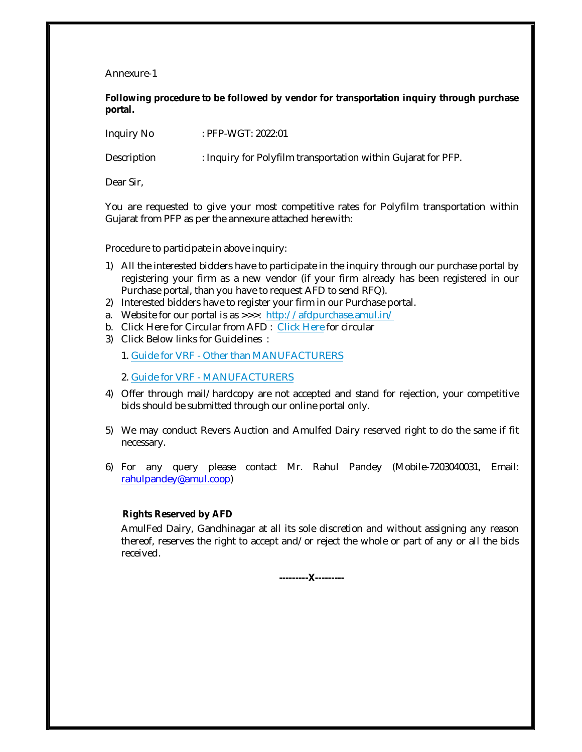Annexure-1

**Following procedure to be followed by vendor for transportation inquiry through purchase portal.**

Inquiry No : PFP-WGT: 2022:01

Description : Inquiry for Polyfilm transportation within Gujarat for PFP.

Dear Sir,

You are requested to give your most competitive rates for Polyfilm transportation within Gujarat from PFP as per the annexure attached herewith:

Procedure to participate in above inquiry:

1) All the interested bidders have to participate in the inquiry through our purchase portal by registering your firm as a new vendor (if your firm already has been registered in our Purchase portal, than you have to request AFD to send RFQ).
2) Interested bidders have to register your firm in our Purchase portal.
   a. Website for our portal is as >>>: http://afdpurchase.amul.in/
   b. Click Here for Circular from AFD : Click Here for circular
3) Click Below links for Guidelines :

   1. Guide for VRF - Other than MANUFACTURERS

   2. Guide for VRF - MANUFACTURERS
4) Offer through mail/hardcopy are not accepted and stand for rejection, your competitive bids should be submitted through our online portal only.
5) We may conduct Revers Auction and Amulfed Dairy reserved right to do the same if fit necessary.
6) For any query please contact Mr. Rahul Pandey (Mobile-7203040031, Email: rahulpandey@amul.coop)

**Rights Reserved by AFD**

AmulFed Dairy, Gandhinagar at all its sole discretion and without assigning any reason thereof, reserves the right to accept and/or reject the whole or part of any or all the bids received.

**---------X---------**